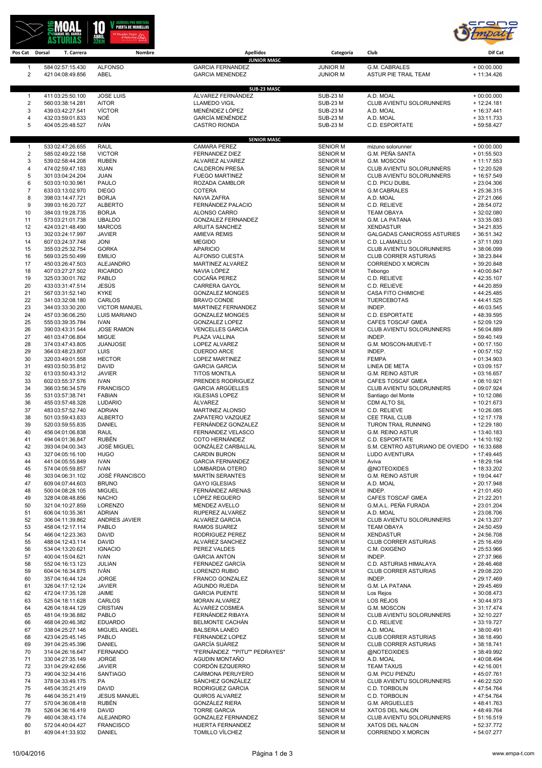| Pos Cat | Dorsal | T. Carrera | Nombre | Apellidos | Categoría | Club | Dif Cat |
|---|---|---|---|---|---|---|---|
| | | | | **JUNIOR MASC** | | | |
| 1 | 584 | 02:57:15.430 | ALFONSO | GARCIA FERNANDEZ | JUNIOR M | G.M. CABRALES | + 00:00.000 |
| 2 | 421 | 04:08:49.856 | ABEL | GARCIA MENENDEZ | JUNIOR M | ASTUR PIE TRAIL TEAM | + 11:34.426 |
| | | | | **SUB-23 MASC** | | | |
| 1 | 411 | 03:25:50.100 | JOSE LUIS | ÁLVAREZ FERNÁNDEZ | SUB-23 M | A.D. MOAL | + 00:00.000 |
| 2 | 560 | 03:38:14.281 | AITOR | LLAMEDO VIGIL | SUB-23 M | CLUB AVIENTU SOLORUNNERS | + 12:24.181 |
| 3 | 439 | 03:42:27.541 | VÍCTOR | MENÉNDEZ LÓPEZ | SUB-23 M | A.D. MOAL | + 16:37.441 |
| 4 | 432 | 03:59:01.833 | NOÉ | GARCÍA MENÉNDEZ | SUB-23 M | A.D. MOAL | + 33:11.733 |
| 5 | 404 | 05:25:48.527 | IVÁN | CASTRO RIONDA | SUB-23 M | C.D. ESPORTATE | + 59:58.427 |
| | | | | **SENIOR MASC** | | | |
| 1 | 533 | 02:47:26.655 | RAUL | CAMARA PEREZ | SENIOR M | mizuno solorunner | + 00:00.000 |
| 2 | 585 | 02:49:22.158 | VICTOR | FERNANDEZ DIEZ | SENIOR M | G.M. PEÑA SANTA | + 01:55.503 |
| 3 | 539 | 02:58:44.208 | RUBEN | ALVAREZ ALVAREZ | SENIOR M | G.M. MOSCON | + 11:17.553 |
| 4 | 474 | 02:59:47.183 | XUAN | CALDERON PRESA | SENIOR M | CLUB AVIENTU SOLORUNNERS | + 12:20.528 |
| 5 | 301 | 03:04:24.204 | JUAN | FUEGO MARTINEZ | SENIOR M | CLUB AVIENTU SOLORUNNERS | + 16:57.549 |
| 6 | 503 | 03:10:30.961 | PAULO | ROZADA CAMBLOR | SENIOR M | C.D. PICU DUBIL | + 23:04.306 |
| 7 | 633 | 03:13:02.970 | DIEGO | COTERA | SENIOR M | G.M CABRALES | + 25:36.315 |
| 8 | 398 | 03:14:47.721 | BORJA | NAVIA ZAFRA | SENIOR M | A.D. MOAL | + 27:21.066 |
| 9 | 399 | 03:16:20.727 | ALBERTO | FERNÁNDEZ PALACIO | SENIOR M | C.D. RELIEVE | + 28:54.072 |
| 10 | 384 | 03:19:28.735 | BORJA | ALONSO CARRO | SENIOR M | TEAM OBAYA | + 32:02.080 |
| 11 | 573 | 03:21:01.738 | UBALDO | GONZALEZ FERNANDEZ | SENIOR M | G.M. LA PATANA | + 33:35.083 |
| 12 | 424 | 03:21:48.490 | MARCOS | ARIJITA SANCHEZ | SENIOR M | XENDASTUR | + 34:21.835 |
| 13 | 302 | 03:24:17.997 | JAVIER | AMIEVA REMIS | SENIOR M | GALGADAS CANICROSS ASTURIES | + 36:51.342 |
| 14 | 607 | 03:24:37.748 | JONI | MEGIDO | SENIOR M | C.D. LLAMAELLO | + 37:11.093 |
| 15 | 355 | 03:25:32.754 | GORKA | APARICIO | SENIOR M | CLUB AVIENTU SOLORUNNERS | + 38:06.099 |
| 16 | 569 | 03:25:50.499 | EMILIO | ALFONSO CUESTA | SENIOR M | CLUB CORRER ASTURIAS | + 38:23.844 |
| 17 | 450 | 03:26:47.503 | ALEJANDRO | MARTINEZ ALVAREZ | SENIOR M | CORRIENDO X MORCIN | + 39:20.848 |
| 18 | 407 | 03:27:27.502 | RICARDO | NAVIA LÓPEZ | SENIOR M | Tebongo | + 40:00.847 |
| 19 | 325 | 03:30:01.762 | PABLO | COCAÑA PEREZ | SENIOR M | C.D. RELIEVE | + 42:35.107 |
| 20 | 433 | 03:31:47.514 | JESÚS | CARRERA GAYOL | SENIOR M | C.D. RELIEVE | + 44:20.859 |
| 21 | 567 | 03:31:52.140 | KYKE | GONZALEZ MONGES | SENIOR M | CASA FITO CHIMICHE | + 44:25.485 |
| 22 | 341 | 03:32:08.180 | CARLOS | BRAVO CONDE | SENIOR M | TUERCEBOTAS | + 44:41.525 |
| 23 | 344 | 03:33:30.200 | VICTOR MANUEL | MARTINEZ FERNANDEZ | SENIOR M | INDEP. | + 46:03.545 |
| 24 | 457 | 03:36:06.250 | LUIS MARIANO | GONZALEZ MONGES | SENIOR M | C.D. ESPORTATE | + 48:39.595 |
| 25 | 555 | 03:39:35.784 | IVAN | GONZALEZ LOPEZ | SENIOR M | CAFES TOSCAF GMEA | + 52:09.129 |
| 26 | 390 | 03:43:31.544 | JOSE RAMON | VENCELLES GARCIA | SENIOR M | CLUB AVIENTU SOLORUNNERS | + 56:04.889 |
| 27 | 461 | 03:47:06.804 | MIGUE | PLAZA VALLINA | SENIOR M | INDEP. | + 59:40.149 |
| 28 | 374 | 03:47:43.805 | JUANJOSE | LOPEZ ALVAREZ | SENIOR M | G.M. MOSCON-MUEVE-T | + 00:17.150 |
| 29 | 364 | 03:48:23.807 | LUIS | CUERDO ARCE | SENIOR M | INDEP. | + 00:57.152 |
| 30 | 320 | 03:49:01.558 | HECTOR | LOPEZ MARTINEZ | SENIOR M | FEMPA | + 01:34.903 |
| 31 | 493 | 03:50:35.812 | DAVID | GARCIA GARCIA | SENIOR M | LINEA DE META | + 03:09.157 |
| 32 | 613 | 03:50:43.312 | JAVIER | TITOS MONTILA | SENIOR M | G.M. REINO ASTUR | + 03:16.657 |
| 33 | 602 | 03:55:37.576 | IVAN | PRENDES RODRIGUEZ | SENIOR M | CAFES TOSCAF GMEA | + 08:10.921 |
| 34 | 366 | 03:56:34.579 | FRANCISCO | GARCIA ARGÜELLES | SENIOR M | CLUB AVIENTU SOLORUNNERS | + 09:07.924 |
| 35 | 531 | 03:57:38.741 | FABIAN | IGLESIAS LOPEZ | SENIOR M | Santiago del Monte | + 10:12.086 |
| 36 | 455 | 03:57:48.328 | LUDARIO | ÁLVAREZ | SENIOR M | CDM ALTO SIL | + 10:21.673 |
| 37 | 483 | 03:57:52.740 | ADRIAN | MARTINEZ ALONSO | SENIOR M | C.D. RELIEVE | + 10:26.085 |
| 38 | 501 | 03:59:43.833 | ALBERTO | ZAPATERO VAZQUEZ | SENIOR M | CEE TRAIL CLUB | + 12:17.178 |
| 39 | 520 | 03:59:55.835 | DANIEL | FERNÁNDEZ GONZALEZ | SENIOR M | TURON TRAIL RUNNING | + 12:29.180 |
| 40 | 456 | 04:01:06.838 | RAUL | FERNANDEZ VELASCO | SENIOR M | G.M. REINO ASTUR | + 13:40.183 |
| 41 | 494 | 04:01:36.847 | RUBÉN | COTO HERNÁNDEZ | SENIOR M | C.D. ESPORTATE | + 14:10.192 |
| 42 | 393 | 04:04:00.343 | JOSÉ MIGUEL | GONZÁLEZ CARBALLAL | SENIOR M | S.M. CENTRO ASTURIANO DE OVIEDO | + 16:33.688 |
| 43 | 327 | 04:05:16.100 | HUGO | CARDIN BURON | SENIOR M | LUDO AVENTURA | + 17:49.445 |
| 44 | 441 | 04:05:55.849 | IVAN | GARCIA FERNANDEZ | SENIOR M | Aviva | + 18:29.194 |
| 45 | 574 | 04:05:59.857 | IVAN | LOMBARDIA OTERO | SENIOR M | @NOTEOXIDES | + 18:33.202 |
| 46 | 303 | 04:06:31.102 | JOSÉ FRANCISCO | MARTÍN SERANTES | SENIOR M | G.M. REINO ASTUR | + 19:04.447 |
| 47 | 609 | 04:07:44.603 | BRUNO | GAYO IGLESIAS | SENIOR M | A.D. MOAL | + 20:17.948 |
| 48 | 500 | 04:08:28.105 | MIGUEL | FERNÁNDEZ ARENAS | SENIOR M | INDEP. | + 21:01.450 |
| 49 | 328 | 04:08:48.856 | NACHO | LÓPEZ REGUERO | SENIOR M | CAFES TOSCAF GMEA | + 21:22.201 |
| 50 | 321 | 04:10:27.859 | LORENZO | MENDEZ AVELLO | SENIOR M | G.M.A.L. PEÑA FURADA | + 23:01.204 |
| 51 | 606 | 04:10:35.361 | ADRIAN | RUPEREZ ALVAREZ | SENIOR M | A.D. MOAL | + 23:08.706 |
| 52 | 306 | 04:11:39.862 | ANDRES JAVIER | ALVAREZ GARCIA | SENIOR M | CLUB AVIENTU SOLORUNNERS | + 24:13.207 |
| 53 | 458 | 04:12:17.114 | PABLO | RAMOS SUAREZ | SENIOR M | TEAM OBAYA | + 24:50.459 |
| 54 | 466 | 04:12:23.363 | DAVID | RODRIGUEZ PEREZ | SENIOR M | XENDASTUR | + 24:56.708 |
| 55 | 488 | 04:12:43.114 | DAVID | ALVAREZ SANCHEZ | SENIOR M | CLUB CORRER ASTURIAS | + 25:16.459 |
| 56 | 534 | 04:13:20.621 | IGNACIO | PEREZ VALDES | SENIOR M | C.M. OXIGENO | + 25:53.966 |
| 57 | 400 | 04:15:04.621 | IVAN | GARCIA ANTON | SENIOR M | INDEP. | + 27:37.966 |
| 58 | 552 | 04:16:13.123 | JULIAN | FERNADEZ GARCÍA | SENIOR M | C.D. ASTURIAS HIMALAYA | + 28:46.468 |
| 59 | 604 | 04:16:34.875 | IVÁN | LORENZO RUBIO | SENIOR M | CLUB CORRER ASTURIAS | + 29:08.220 |
| 60 | 357 | 04:16:44.124 | JORGE | FRANCO GONZALEZ | SENIOR M | INDEP. | + 29:17.469 |
| 61 | 326 | 04:17:12.124 | JAVIER | AGUNDO RUEDA | SENIOR M | G.M. LA PATANA | + 29:45.469 |
| 62 | 472 | 04:17:35.128 | JAIME | GARCIA PUENTE | SENIOR M | Los Rejos | + 30:08.473 |
| 63 | 525 | 04:18:11.628 | CARLOS | MORAN ALVAREZ | SENIOR M | LOS REJOS | + 30:44.973 |
| 64 | 426 | 04:18:44.129 | CRISTIAN | ÁLVAREZ COSMEA | SENIOR M | G.M. MOSCON | + 31:17.474 |
| 65 | 481 | 04:19:36.882 | PABLO | FERNÁNDEZ RIBAYA | SENIOR M | CLUB AVIENTU SOLORUNNERS | + 32:10.227 |
| 66 | 468 | 04:20:46.382 | EDUARDO | BELMONTE CACHÁN | SENIOR M | C.D. RELIEVE | + 33:19.727 |
| 67 | 338 | 04:25:27.146 | MIGUEL ANGEL | BALSERA LANEO | SENIOR M | A.D. MOAL | + 38:00.491 |
| 68 | 423 | 04:25:45.145 | PABLO | FERNANDEZ LOPEZ | SENIOR M | CLUB CORRER ASTURIAS | + 38:18.490 |
| 69 | 391 | 04:25:45.396 | DANIEL | GARCÍA SUÁREZ | SENIOR M | CLUB CORRER ASTURIAS | + 38:18.741 |
| 70 | 314 | 04:26:16.647 | FERNANDO | "FERNÁNDEZ ""PITU"" PEDRAYES" | SENIOR M | @NOTEOXIDES | + 38:49.992 |
| 71 | 330 | 04:27:35.149 | JORGE | AGUDIN MONTAÑO | SENIOR M | A.D. MOAL | + 40:08.494 |
| 72 | 331 | 04:29:42.656 | JAVIER | CORDÓN EZQUERRO | SENIOR M | TEAM TAXUS | + 42:16.001 |
| 73 | 490 | 04:32:34.416 | SANTIAGO | CARMONA PERUYERO | SENIOR M | G.M. PICU PIENZU | + 45:07.761 |
| 74 | 378 | 04:33:49.175 | PA | SÁNCHEZ GONZÁLEZ | SENIOR M | CLUB AVIENTU SOLORUNNERS | + 46:22.520 |
| 75 | 445 | 04:35:21.419 | DAVID | RODRIGUEZ GARCIA | SENIOR M | C.D. TORBOLIN | + 47:54.764 |
| 76 | 446 | 04:35:21.419 | JESUS MANUEL | QUIROS ALVAREZ | SENIOR M | C.D. TORBOLIN | + 47:54.764 |
| 77 | 570 | 04:36:08.418 | RUBÉN | GONZÁLEZ RIERA | SENIOR M | G.M. ARGUELLES | + 48:41.763 |
| 78 | 526 | 04:36:16.419 | DAVID | TORRE GARCIA | SENIOR M | XATOS DEL NALON | + 48:49.764 |
| 79 | 460 | 04:38:43.174 | ALEJANDRO | GONZALEZ FERNANDEZ | SENIOR M | CLUB AVIENTU SOLORUNNERS | + 51:16.519 |
| 80 | 572 | 04:40:04.427 | FRANCISCO | HUERTA FERNANDEZ | SENIOR M | XATOS DEL NALON | + 52:37.772 |
| 81 | 409 | 04:41:33.932 | DANIEL | TOMILLO VÍLCHEZ | SENIOR M | CORRIENDO X MORCIN | + 54:07.277 |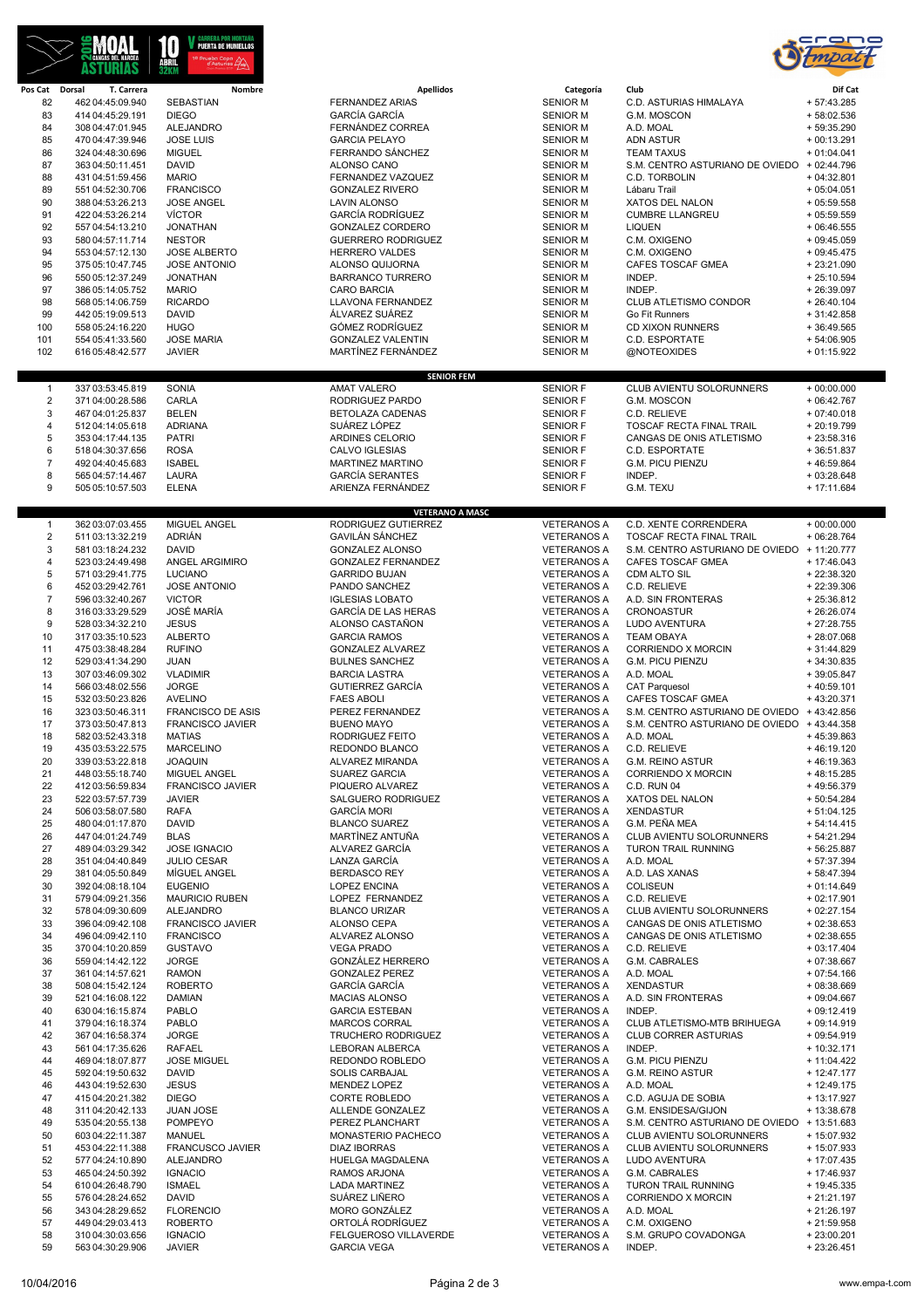| Pos Cat | Dorsal | T. Carrera | Nombre | Apellidos | Categoría | Club | Dif Cat |
|---|---|---|---|---|---|---|---|
| 82 | 462 | 04:45:09.940 | SEBASTIAN | FERNANDEZ ARIAS | SENIOR M | C.D. ASTURIAS HIMALAYA | + 57:43.285 |
| 83 | 414 | 04:45:29.191 | DIEGO | GARCÍA GARCÍA | SENIOR M | G.M. MOSCON | + 58:02.536 |
| 84 | 308 | 04:47:01.945 | ALEJANDRO | FERNÁNDEZ CORREA | SENIOR M | A.D. MOAL | + 59:35.290 |
| 85 | 470 | 04:47:39.946 | JOSE LUIS | GARCIA PELAYO | SENIOR M | ADN ASTUR | + 00:13.291 |
| 86 | 324 | 04:48:30.696 | MIGUEL | FERRANDO SÁNCHEZ | SENIOR M | TEAM TAXUS | + 01:04.041 |
| 87 | 363 | 04:50:11.451 | DAVID | ALONSO CANO | SENIOR M | S.M. CENTRO ASTURIANO DE OVIEDO | + 02:44.796 |
| 88 | 431 | 04:51:59.456 | MARIO | FERNANDEZ VAZQUEZ | SENIOR M | C.D. TORBOLIN | + 04:32.801 |
| 89 | 551 | 04:52:30.706 | FRANCISCO | GONZALEZ RIVERO | SENIOR M | Lábaru Trail | + 05:04.051 |
| 90 | 388 | 04:53:26.213 | JOSE ANGEL | LAVIN ALONSO | SENIOR M | XATOS DEL NALON | + 05:59.558 |
| 91 | 422 | 04:53:26.214 | VÍCTOR | GARCÍA RODRÍGUEZ | SENIOR M | CUMBRE LLANGREU | + 05:59.559 |
| 92 | 557 | 04:54:13.210 | JONATHAN | GONZALEZ CORDERO | SENIOR M | LIQUEN | + 06:46.555 |
| 93 | 580 | 04:57:11.714 | NESTOR | GUERRERO RODRIGUEZ | SENIOR M | C.M. OXIGENO | + 09:45.059 |
| 94 | 553 | 04:57:12.130 | JOSE ALBERTO | HERRERO VALDES | SENIOR M | C.M. OXIGENO | + 09:45.475 |
| 95 | 375 | 05:10:47.745 | JOSE ANTONIO | ALONSO QUIJORNA | SENIOR M | CAFES TOSCAF GMEA | + 23:21.090 |
| 96 | 550 | 05:12:37.249 | JONATHAN | BARRANCO TURRERO | SENIOR M | INDEP. | + 25:10.594 |
| 97 | 386 | 05:14:05.752 | MARIO | CARO BARCIA | SENIOR M | INDEP. | + 26:39.097 |
| 98 | 568 | 05:14:06.759 | RICARDO | LLAVONA FERNANDEZ | SENIOR M | CLUB ATLETISMO CONDOR | + 26:40.104 |
| 99 | 442 | 05:19:09.513 | DAVID | ÁLVAREZ SUÁREZ | SENIOR M | Go Fit Runners | + 31:42.858 |
| 100 | 558 | 05:24:16.220 | HUGO | GÓMEZ RODRÍGUEZ | SENIOR M | CD XIXON RUNNERS | + 36:49.565 |
| 101 | 554 | 05:41:33.560 | JOSE MARIA | GONZALEZ VALENTIN | SENIOR M | C.D. ESPORTATE | + 54:06.905 |
| 102 | 616 | 05:48:42.577 | JAVIER | MARTÍNEZ FERNÁNDEZ | SENIOR M | @NOTEOXIDES | + 01:15.922 |

## SENIOR FEM

| Pos Cat | Dorsal | T. Carrera | Nombre | Apellidos | Categoría | Club | Dif Cat |
|---|---|---|---|---|---|---|---|
| 1 | 337 | 03:53:45.819 | SONIA | AMAT VALERO | SENIOR F | CLUB AVIENTU SOLORUNNERS | + 00:00.000 |
| 2 | 371 | 04:00:28.586 | CARLA | RODRIGUEZ PARDO | SENIOR F | G.M. MOSCON | + 06:42.767 |
| 3 | 467 | 04:01:25.837 | BELEN | BETOLAZA CADENAS | SENIOR F | C.D. RELIEVE | + 07:40.018 |
| 4 | 512 | 04:14:05.618 | ADRIANA | SUÁREZ LÓPEZ | SENIOR F | TOSCAF RECTA FINAL TRAIL | + 20:19.799 |
| 5 | 353 | 04:17:44.135 | PATRI | ARDINES CELORIO | SENIOR F | CANGAS DE ONIS ATLETISMO | + 23:58.316 |
| 6 | 518 | 04:30:37.656 | ROSA | CALVO IGLESIAS | SENIOR F | C.D. ESPORTATE | + 36:51.837 |
| 7 | 492 | 04:40:45.683 | ISABEL | MARTINEZ MARTINO | SENIOR F | G.M. PICU PIENZU | + 46:59.864 |
| 8 | 565 | 04:57:14.467 | LAURA | GARCÍA SERANTES | SENIOR F | INDEP. | + 03:28.648 |
| 9 | 505 | 05:10:57.503 | ELENA | ARIENZA FERNÁNDEZ | SENIOR F | G.M. TEXU | + 17:11.684 |

## VETERANO A MASC

| Pos Cat | Dorsal | T. Carrera | Nombre | Apellidos | Categoría | Club | Dif Cat |
|---|---|---|---|---|---|---|---|
| 1 | 362 | 03:07:03.455 | MIGUEL ANGEL | RODRIGUEZ GUTIERREZ | VETERANOS A | C.D. XENTE CORRENDERA | + 00:00.000 |
| 2 | 511 | 03:13:32.219 | ADRIÁN | GAVILÁN SÁNCHEZ | VETERANOS A | TOSCAF RECTA FINAL TRAIL | + 06:28.764 |
| 3 | 581 | 03:18:24.232 | DAVID | GONZALEZ ALONSO | VETERANOS A | S.M. CENTRO ASTURIANO DE OVIEDO | + 11:20.777 |
| 4 | 523 | 03:24:49.498 | ANGEL ARGIMIRO | GONZALEZ FERNANDEZ | VETERANOS A | CAFES TOSCAF GMEA | + 17:46.043 |
| 5 | 571 | 03:29:41.775 | LUCIANO | GARRIDO BUJAN | VETERANOS A | CDM ALTO SIL | + 22:38.320 |
| 6 | 452 | 03:29:42.761 | JOSE ANTONIO | PANDO SANCHEZ | VETERANOS A | C.D. RELIEVE | + 22:39.306 |
| 7 | 596 | 03:32:40.267 | VICTOR | IGLESIAS LOBATO | VETERANOS A | A.D. SIN FRONTERAS | + 25:36.812 |
| 8 | 316 | 03:33:29.529 | JOSÉ MARÍA | GARCÍA DE LAS HERAS | VETERANOS A | CRONOASTUR | + 26:26.074 |
| 9 | 528 | 03:34:32.210 | JESUS | ALONSO CASTAÑON | VETERANOS A | LUDO AVENTURA | + 27:28.755 |
| 10 | 317 | 03:35:10.523 | ALBERTO | GARCIA RAMOS | VETERANOS A | TEAM OBAYA | + 28:07.068 |
| 11 | 475 | 03:38:48.284 | RUFINO | GONZALEZ ALVAREZ | VETERANOS A | CORRIENDO X MORCIN | + 31:44.829 |
| 12 | 529 | 03:41:34.290 | JUAN | BULNES SANCHEZ | VETERANOS A | G.M. PICU PIENZU | + 34:30.835 |
| 13 | 307 | 03:46:09.302 | VLADIMIR | BARCIA LASTRA | VETERANOS A | A.D. MOAL | + 39:05.847 |
| 14 | 566 | 03:48:02.556 | JORGE | GUTIERREZ GARCÍA | VETERANOS A | CAT Parquesol | + 40:59.101 |
| 15 | 532 | 03:50:23.826 | AVELINO | FAES ABOLI | VETERANOS A | CAFES TOSCAF GMEA | + 43:20.371 |
| 16 | 323 | 03:50:46.311 | FRANCISCO DE ASIS | PEREZ FERNANDEZ | VETERANOS A | S.M. CENTRO ASTURIANO DE OVIEDO | + 43:42.856 |
| 17 | 373 | 03:50:47.813 | FRANCISCO JAVIER | BUENO MAYO | VETERANOS A | S.M. CENTRO ASTURIANO DE OVIEDO | + 43:44.358 |
| 18 | 582 | 03:52:43.318 | MATIAS | RODRIGUEZ FEITO | VETERANOS A | A.D. MOAL | + 45:39.863 |
| 19 | 435 | 03:53:22.575 | MARCELINO | REDONDO BLANCO | VETERANOS A | C.D. RELIEVE | + 46:19.120 |
| 20 | 339 | 03:53:22.818 | JOAQUIN | ALVAREZ MIRANDA | VETERANOS A | G.M. REINO ASTUR | + 46:19.363 |
| 21 | 448 | 03:55:18.740 | MIGUEL ANGEL | SUAREZ GARCIA | VETERANOS A | CORRIENDO X MORCIN | + 48:15.285 |
| 22 | 412 | 03:56:59.834 | FRANCISCO JAVIER | PIQUERO ALVAREZ | VETERANOS A | C.D. RUN 04 | + 49:56.379 |
| 23 | 522 | 03:57:57.739 | JAVIER | SALGUERO RODRIGUEZ | VETERANOS A | XATOS DEL NALON | + 50:54.284 |
| 24 | 506 | 03:58:07.580 | RAFA | GARCÍA MORI | VETERANOS A | XENDASTUR | + 51:04.125 |
| 25 | 480 | 04:01:17.870 | DAVID | BLANCO SUAREZ | VETERANOS A | G.M. PEÑA MEA | + 54:14.415 |
| 26 | 447 | 04:01:24.749 | BLAS | MARTÍNEZ ANTUÑA | VETERANOS A | CLUB AVIENTU SOLORUNNERS | + 54:21.294 |
| 27 | 489 | 04:03:29.342 | JOSE IGNACIO | ALVAREZ GARCÍA | VETERANOS A | TURON TRAIL RUNNING | + 56:25.887 |
| 28 | 351 | 04:04:40.849 | JULIO CESAR | LANZA GARCÍA | VETERANOS A | A.D. MOAL | + 57:37.394 |
| 29 | 381 | 04:05:50.849 | MÍGUEL ANGEL | BERDASCO REY | VETERANOS A | A.D. LAS XANAS | + 58:47.394 |
| 30 | 392 | 04:08:18.104 | EUGENIO | LOPEZ ENCINA | VETERANOS A | COLISEUN | + 01:14.649 |
| 31 | 579 | 04:09:21.356 | MAURICIO RUBEN | LOPEZ FERNANDEZ | VETERANOS A | C.D. RELIEVE | + 02:17.901 |
| 32 | 578 | 04:09:30.609 | ALEJANDRO | BLANCO URIZAR | VETERANOS A | CLUB AVIENTU SOLORUNNERS | + 02:27.154 |
| 33 | 396 | 04:09:42.108 | FRANCISCO JAVIER | ALONSO CEPA | VETERANOS A | CANGAS DE ONIS ATLETISMO | + 02:38.653 |
| 34 | 496 | 04:09:42.110 | FRANCISCO | ALVAREZ ALONSO | VETERANOS A | CANGAS DE ONIS ATLETISMO | + 02:38.655 |
| 35 | 370 | 04:10:20.859 | GUSTAVO | VEGA PRADO | VETERANOS A | C.D. RELIEVE | + 03:17.404 |
| 36 | 559 | 04:14:42.122 | JORGE | GONZÁLEZ HERRERO | VETERANOS A | G.M. CABRALES | + 07:38.667 |
| 37 | 361 | 04:14:57.621 | RAMON | GONZALEZ PEREZ | VETERANOS A | A.D. MOAL | + 07:54.166 |
| 38 | 508 | 04:15:42.124 | ROBERTO | GARCÍA GARCÍA | VETERANOS A | XENDASTUR | + 08:38.669 |
| 39 | 521 | 04:16:08.122 | DAMIAN | MACIAS ALONSO | VETERANOS A | A.D. SIN FRONTERAS | + 09:04.667 |
| 40 | 630 | 04:16:15.874 | PABLO | GARCIA ESTEBAN | VETERANOS A | INDEP. | + 09:12.419 |
| 41 | 379 | 04:16:18.374 | PABLO | MARCOS CORRAL | VETERANOS A | CLUB ATLETISMO-MTB BRIHUEGA | + 09:14.919 |
| 42 | 367 | 04:16:58.374 | JORGE | TRUCHERO RODRIGUEZ | VETERANOS A | CLUB CORRER ASTURIAS | + 09:54.919 |
| 43 | 561 | 04:17:35.626 | RAFAEL | LEBORAN ALBERCA | VETERANOS A | INDEP. | + 10:32.171 |
| 44 | 469 | 04:18:07.877 | JOSE MIGUEL | REDONDO ROBLEDO | VETERANOS A | G.M. PICU PIENZU | + 11:04.422 |
| 45 | 592 | 04:19:50.632 | DAVID | SOLIS CARBAJAL | VETERANOS A | G.M. REINO ASTUR | + 12:47.177 |
| 46 | 443 | 04:19:52.630 | JESUS | MENDEZ LOPEZ | VETERANOS A | A.D. MOAL | + 12:49.175 |
| 47 | 415 | 04:20:21.382 | DIEGO | CORTE ROBLEDO | VETERANOS A | C.D. AGUJA DE SOBIA | + 13:17.927 |
| 48 | 311 | 04:20:42.133 | JUAN JOSE | ALLENDE GONZALEZ | VETERANOS A | G.M. ENSIDESA/GIJON | + 13:38.678 |
| 49 | 535 | 04:20:55.138 | POMPEYO | PEREZ PLANCHART | VETERANOS A | S.M. CENTRO ASTURIANO DE OVIEDO | + 13:51.683 |
| 50 | 603 | 04:22:11.387 | MANUEL | MONASTERIO PACHECO | VETERANOS A | CLUB AVIENTU SOLORUNNERS | + 15:07.932 |
| 51 | 453 | 04:22:11.388 | FRANCUSCO JAVIER | DIAZ IBORRAS | VETERANOS A | CLUB AVIENTU SOLORUNNERS | + 15:07.933 |
| 52 | 577 | 04:24:10.890 | ALEJANDRO | HUELGA MAGDALENA | VETERANOS A | LUDO AVENTURA | + 17:07.435 |
| 53 | 465 | 04:24:50.392 | IGNACIO | RAMOS ARJONA | VETERANOS A | G.M. CABRALES | + 17:46.937 |
| 54 | 610 | 04:26:48.790 | ISMAEL | LADA MARTINEZ | VETERANOS A | TURON TRAIL RUNNING | + 19:45.335 |
| 55 | 576 | 04:28:24.652 | DAVID | SUÁREZ LIÑERO | VETERANOS A | CORRIENDO X MORCIN | + 21:21.197 |
| 56 | 343 | 04:28:29.652 | FLORENCIO | MORO GONZÁLEZ | VETERANOS A | A.D. MOAL | + 21:26.197 |
| 57 | 449 | 04:29:03.413 | ROBERTO | ORTOLÁ RODRÍGUEZ | VETERANOS A | C.M. OXIGENO | + 21:59.958 |
| 58 | 310 | 04:30:03.656 | IGNACIO | FELGUEROSO VILLAVERDE | VETERANOS A | S.M. GRUPO COVADONGA | + 23:00.201 |
| 59 | 563 | 04:30:29.906 | JAVIER | GARCIA VEGA | VETERANOS A | INDEP. | + 23:26.451 |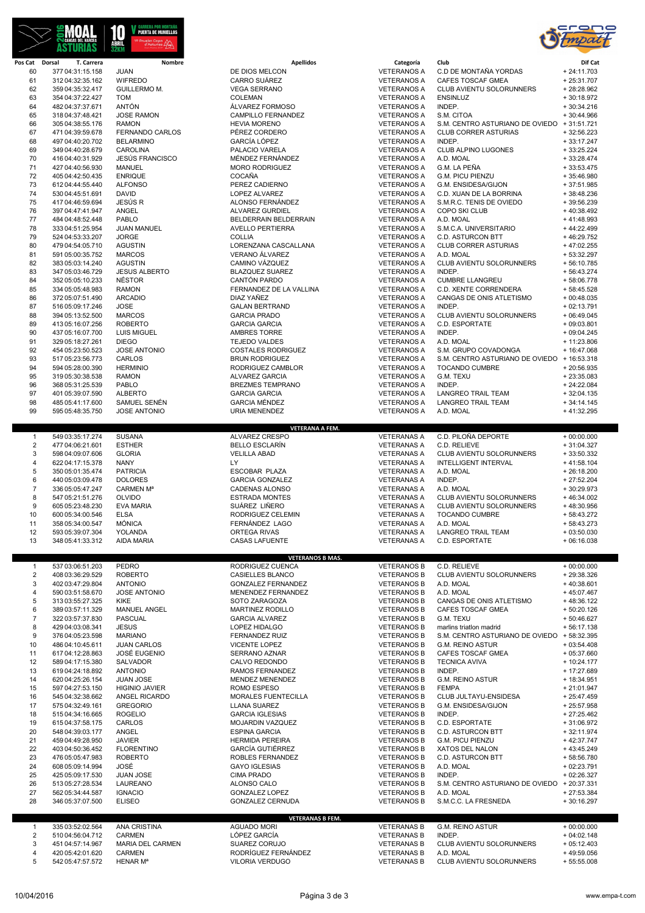| Pos Cat | Dorsal | T. Carrera | Nombre | Apellidos | Categoría | Club | Dif Cat |
|---|---|---|---|---|---|---|---|
| 60 | 377 | 04:31:15.158 | JUAN | DE DIOS MELCON | VETERANOS A | C.D DE MONTAÑA YORDAS | + 24:11.703 |
| 61 | 312 | 04:32:35.162 | WIFREDO | CARRO SUÁREZ | VETERANOS A | CAFES TOSCAF GMEA | + 25:31.707 |
| 62 | 359 | 04:35:32.417 | GUILLERMO M. | VEGA SERRANO | VETERANOS A | CLUB AVIENTU SOLORUNNERS | + 28:28.962 |
| 63 | 354 | 04:37:22.427 | TOM | COLEMAN | VETERANOS A | ENSINLUZ | + 30:18.972 |
| 64 | 482 | 04:37:37.671 | ANTÓN | ÁLVAREZ FORMOSO | VETERANOS A | INDEP. | + 30:34.216 |
| 65 | 318 | 04:37:48.421 | JOSE RAMON | CAMPILLO FERNANDEZ | VETERANOS A | S.M. CITOA | + 30:44.966 |
| 66 | 305 | 04:38:55.176 | RAMON | HEVIA MORENO | VETERANOS A | S.M. CENTRO ASTURIANO DE OVIEDO | + 31:51.721 |
| 67 | 471 | 04:39:59.678 | FERNANDO CARLOS | PÉREZ CORDERO | VETERANOS A | CLUB CORRER ASTURIAS | + 32:56.223 |
| 68 | 497 | 04:40:20.702 | BELARMINO | GARCÍA LÓPEZ | VETERANOS A | INDEP. | + 33:17.247 |
| 69 | 349 | 04:40:28.679 | CAROLINA | PALACIO VARELA | VETERANOS A | CLUB ALPINO LUGONES | + 33:25.224 |
| 70 | 416 | 04:40:31.929 | JESÚS FRANCISCO | MÉNDEZ FERNÁNDEZ | VETERANOS A | A.D. MOAL | + 33:28.474 |
| 71 | 427 | 04:40:56.930 | MANUEL | MORO RODRIGUEZ | VETERANOS A | G.M. LA PEÑA | + 33:53.475 |
| 72 | 405 | 04:42:50.435 | ENRIQUE | COCAÑA | VETERANOS A | G.M. PICU PIENZU | + 35:46.980 |
| 73 | 612 | 04:44:55.440 | ALFONSO | PEREZ CADIERNO | VETERANOS A | G.M. ENSIDESA/GIJON | + 37:51.985 |
| 74 | 530 | 04:45:51.691 | DAVID | LOPEZ ALVAREZ | VETERANOS A | C.D. XUAN DE LA BORRINA | + 38:48.236 |
| 75 | 417 | 04:46:59.694 | JESÚS R | ALONSO FERNÁNDEZ | VETERANOS A | S.M.R.C. TENIS DE OVIEDO | + 39:56.239 |
| 76 | 397 | 04:47:41.947 | ANGEL | ALVAREZ GURDIEL | VETERANOS A | COPO SKI CLUB | + 40:38.492 |
| 77 | 484 | 04:48:52.448 | PABLO | BELDERRAIN BELDERRAIN | VETERANOS A | A.D. MOAL | + 41:48.993 |
| 78 | 333 | 04:51:25.954 | JUAN MANUEL | AVELLO PERTIERRA | VETERANOS A | S.M.C.A. UNIVERSITARIO | + 44:22.499 |
| 79 | 524 | 04:53:33.207 | JORGE | COLLIA | VETERANOS A | C.D. ASTURCON BTT | + 46:29.752 |
| 80 | 479 | 04:54:05.710 | AGUSTIN | LORENZANA CASCALLANA | VETERANOS A | CLUB CORRER ASTURIAS | + 47:02.255 |
| 81 | 591 | 05:00:35.752 | MARCOS | VERANO ÁLVAREZ | VETERANOS A | A.D. MOAL | + 53:32.297 |
| 82 | 383 | 05:03:14.240 | AGUSTIN | CAMINO VÁZQUEZ | VETERANOS A | CLUB AVIENTU SOLORUNNERS | + 56:10.785 |
| 83 | 347 | 05:03:46.729 | JESUS ALBERTO | BLAZQUEZ SUAREZ | VETERANOS A | INDEP. | + 56:43.274 |
| 84 | 352 | 05:05:10.233 | NÉSTOR | CANTÓN PARDO | VETERANOS A | CUMBRE LLANGREU | + 58:06.778 |
| 85 | 334 | 05:05:48.983 | RAMON | FERNANDEZ DE LA VALLINA | VETERANOS A | C.D. XENTE CORRENDERA | + 58:45.528 |
| 86 | 372 | 05:07:51.490 | ARCADIO | DIAZ YAÑEZ | VETERANOS A | CANGAS DE ONIS ATLETISMO | + 00:48.035 |
| 87 | 516 | 05:09:17.246 | JOSE | GALAN BERTRAND | VETERANOS A | INDEP. | + 02:13.791 |
| 88 | 394 | 05:13:52.500 | MARCOS | GARCIA PRADO | VETERANOS A | CLUB AVIENTU SOLORUNNERS | + 06:49.045 |
| 89 | 413 | 05:16:07.256 | ROBERTO | GARCIA GARCIA | VETERANOS A | C.D. ESPORTATE | + 09:03.801 |
| 90 | 437 | 05:16:07.700 | LUIS MIGUEL | AMBRES TORRE | VETERANOS A | INDEP. | + 09:04.245 |
| 91 | 329 | 05:18:27.261 | DIEGO | TEJEDO VALDES | VETERANOS A | A.D. MOAL | + 11:23.806 |
| 92 | 454 | 05:23:50.523 | JOSE ANTONIO | COSTALES RODRIGUEZ | VETERANOS A | S.M. GRUPO COVADONGA | + 16:47.068 |
| 93 | 517 | 05:23:56.773 | CARLOS | BRUN RODRIGUEZ | VETERANOS A | S.M. CENTRO ASTURIANO DE OVIEDO | + 16:53.318 |
| 94 | 594 | 05:28:00.390 | HERMINIO | RODRIGUEZ CAMBLOR | VETERANOS A | TOCANDO CUMBRE | + 20:56.935 |
| 95 | 319 | 05:30:38.538 | RAMON | ALVAREZ GARCIA | VETERANOS A | G.M. TEXU | + 23:35.083 |
| 96 | 368 | 05:31:25.539 | PABLO | BREZMES TEMPRANO | VETERANOS A | INDEP. | + 24:22.084 |
| 97 | 401 | 05:39:07.590 | ALBERTO | GARCIA GARCIA | VETERANOS A | LANGREO TRAIL TEAM | + 32:04.135 |
| 98 | 485 | 05:41:17.600 | SAMUEL SENÉN | GARCIA MÉNDEZ | VETERANOS A | LANGREO TRAIL TEAM | + 34:14.145 |
| 99 | 595 | 05:48:35.750 | JOSE ANTONIO | URIA MENENDEZ | VETERANOS A | A.D. MOAL | + 41:32.295 |

## VETERANA A FEM.

| Pos Cat | Dorsal | T. Carrera | Nombre | Apellidos | Categoría | Club | Dif Cat |
|---|---|---|---|---|---|---|---|
| 1 | 549 | 03:35:17.274 | SUSANA | ALVAREZ CRESPO | VETERANAS A | C.D. PILOÑA DEPORTE | + 00:00.000 |
| 2 | 477 | 04:06:21.601 | ESTHER | BELLO ESCLARÍN | VETERANAS A | C.D. RELIEVE | + 31:04.327 |
| 3 | 598 | 04:09:07.606 | GLORIA | VELILLA ABAD | VETERANAS A | CLUB AVIENTU SOLORUNNERS | + 33:50.332 |
| 4 | 622 | 04:17:15.378 | NANY | LY | VETERANAS A | INTELLIGENT INTERVAL | + 41:58.104 |
| 5 | 350 | 05:01:35.474 | PATRICIA | ESCOBAR PLAZA | VETERANAS A | A.D. MOAL | + 26:18.200 |
| 6 | 440 | 05:03:09.478 | DOLORES | GARCIA GONZALEZ | VETERANAS A | INDEP. | + 27:52.204 |
| 7 | 336 | 05:05:47.247 | CARMEN Mª | CADENAS ALONSO | VETERANAS A | A.D. MOAL | + 30:29.973 |
| 8 | 547 | 05:21:51.276 | OLVIDO | ESTRADA MONTES | VETERANAS A | CLUB AVIENTU SOLORUNNERS | + 46:34.002 |
| 9 | 605 | 05:23:48.230 | EVA MARIA | SUÁREZ LIÑERO | VETERANAS A | CLUB AVIENTU SOLORUNNERS | + 48:30.956 |
| 10 | 600 | 05:34:00.546 | ELSA | RODRIGUEZ CELEMIN | VETERANAS A | TOCANDO CUMBRE | + 58:43.272 |
| 11 | 358 | 05:34:00.547 | MÓNICA | FERNÁNDEZ LAGO | VETERANAS A | A.D. MOAL | + 58:43.273 |
| 12 | 593 | 05:39:07.304 | YOLANDA | ORTEGA RIVAS | VETERANAS A | LANGREO TRAIL TEAM | + 03:50.030 |
| 13 | 348 | 05:41:33.312 | AIDA MARIA | CASAS LAFUENTE | VETERANAS A | C.D. ESPORTATE | + 06:16.038 |

## VETERANOS B MAS.

| Pos Cat | Dorsal | T. Carrera | Nombre | Apellidos | Categoría | Club | Dif Cat |
|---|---|---|---|---|---|---|---|
| 1 | 537 | 03:06:51.203 | PEDRO | RODRIGUEZ CUENCA | VETERANOS B | C.D. RELIEVE | + 00:00.000 |
| 2 | 408 | 03:36:29.529 | ROBERTO | CASIELLES BLANCO | VETERANOS B | CLUB AVIENTU SOLORUNNERS | + 29:38.326 |
| 3 | 402 | 03:47:29.804 | ANTONIO | GONZALEZ FERNANDEZ | VETERANOS B | A.D. MOAL | + 40:38.601 |
| 4 | 590 | 03:51:58.670 | JOSE ANTONIO | MENENDEZ FERNANDEZ | VETERANOS B | A.D. MOAL | + 45:07.467 |
| 5 | 313 | 03:55:27.325 | KIKE | SOTO ZARAGOZA | VETERANOS B | CANGAS DE ONIS ATLETISMO | + 48:36.122 |
| 6 | 389 | 03:57:11.329 | MANUEL ANGEL | MARTINEZ RODILLO | VETERANOS B | CAFES TOSCAF GMEA | + 50:20.126 |
| 7 | 322 | 03:57:37.830 | PASCUAL | GARCIA ALVAREZ | VETERANOS B | G.M. TEXU | + 50:46.627 |
| 8 | 429 | 04:03:08.341 | JESUS | LOPEZ HIDALGO | VETERANOS B | marlins triatlon madrid | + 56:17.138 |
| 9 | 376 | 04:05:23.598 | MARIANO | FERNANDEZ RUIZ | VETERANOS B | S.M. CENTRO ASTURIANO DE OVIEDO | + 58:32.395 |
| 10 | 486 | 04:10:45.611 | JUAN CARLOS | VICENTE LOPEZ | VETERANOS B | G.M. REINO ASTUR | + 03:54.408 |
| 11 | 617 | 04:12:28.863 | JOSÉ EUGENIO | SERRANO AZNAR | VETERANOS B | CAFES TOSCAF GMEA | + 05:37.660 |
| 12 | 589 | 04:17:15.380 | SALVADOR | CALVO REDONDO | VETERANOS B | TECNICA AVIVA | + 10:24.177 |
| 13 | 619 | 04:24:18.892 | ANTONIO | RAMOS FERNANDEZ | VETERANOS B | INDEP. | + 17:27.689 |
| 14 | 620 | 04:25:26.154 | JUAN JOSE | MENDEZ MENENDEZ | VETERANOS B | G.M. REINO ASTUR | + 18:34.951 |
| 15 | 597 | 04:27:53.150 | HIGINIO JAVIER | ROMO ESPESO | VETERANOS B | FEMPA | + 21:01.947 |
| 16 | 545 | 04:32:38.662 | ANGEL RICARDO | MORALES FUENTECILLA | VETERANOS B | CLUB JULTAYU-ENSIDESA | + 25:47.459 |
| 17 | 575 | 04:32:49.161 | GREGORIO | LLANA SUAREZ | VETERANOS B | G.M. ENSIDESA/GIJON | + 25:57.958 |
| 18 | 515 | 04:34:16.665 | ROGELIO | GARCIA IGLESIAS | VETERANOS B | INDEP. | + 27:25.462 |
| 19 | 615 | 04:37:58.175 | CARLOS | MOJARDIN VAZQUEZ | VETERANOS B | C.D. ESPORTATE | + 31:06.972 |
| 20 | 548 | 04:39:03.177 | ANGEL | ESPINA GARCIA | VETERANOS B | C.D. ASTURCON BTT | + 32:11.974 |
| 21 | 459 | 04:49:28.950 | JAVIER | HERMIDA PEREIRA | VETERANOS B | G.M. PICU PIENZU | + 42:37.747 |
| 22 | 403 | 04:50:36.452 | FLORENTINO | GARCÍA GUTIÉRREZ | VETERANOS B | XATOS DEL NALON | + 43:45.249 |
| 23 | 476 | 05:05:47.983 | ROBERTO | ROBLES FERNANDEZ | VETERANOS B | C.D. ASTURCON BTT | + 58:56.780 |
| 24 | 608 | 05:09:14.994 | JOSÉ | GAYO IGLESIAS | VETERANOS B | A.D. MOAL | + 02:23.791 |
| 25 | 425 | 05:09:17.530 | JUAN JOSE | CIMA PRADO | VETERANOS B | INDEP. | + 02:26.327 |
| 26 | 513 | 05:27:28.534 | LAUREANO | ALONSO CALO | VETERANOS B | S.M. CENTRO ASTURIANO DE OVIEDO | + 20:37.331 |
| 27 | 562 | 05:34:44.587 | IGNACIO | GONZALEZ LOPEZ | VETERANOS B | A.D. MOAL | + 27:53.384 |
| 28 | 346 | 05:37:07.500 | ELISEO | GONZALEZ CERNUDA | VETERANOS B | S.M.C.C. LA FRESNEDA | + 30:16.297 |

## VETERANAS B FEM.

| Pos Cat | Dorsal | T. Carrera | Nombre | Apellidos | Categoría | Club | Dif Cat |
|---|---|---|---|---|---|---|---|
| 1 | 335 | 03:52:02.564 | ANA CRISTINA | AGUADO MORI | VETERANAS B | G.M. REINO ASTUR | + 00:00.000 |
| 2 | 510 | 04:56:04.712 | CARMEN | LÓPEZ GARCÍA | VETERANAS B | INDEP. | + 04:02.148 |
| 3 | 451 | 04:57:14.967 | MARIA DEL CARMEN | SUAREZ CORUJO | VETERANAS B | CLUB AVIENTU SOLORUNNERS | + 05:12.403 |
| 4 | 420 | 05:42:01.620 | CARMEN | RODRÍGUEZ FERNÁNDEZ | VETERANAS B | A.D. MOAL | + 49:59.056 |
| 5 | 542 | 05:47:57.572 | HENAR Mª | VILORIA VERDUGO | VETERANAS B | CLUB AVIENTU SOLORUNNERS | + 55:55.008 |

10/04/2016

www.empa-t.com